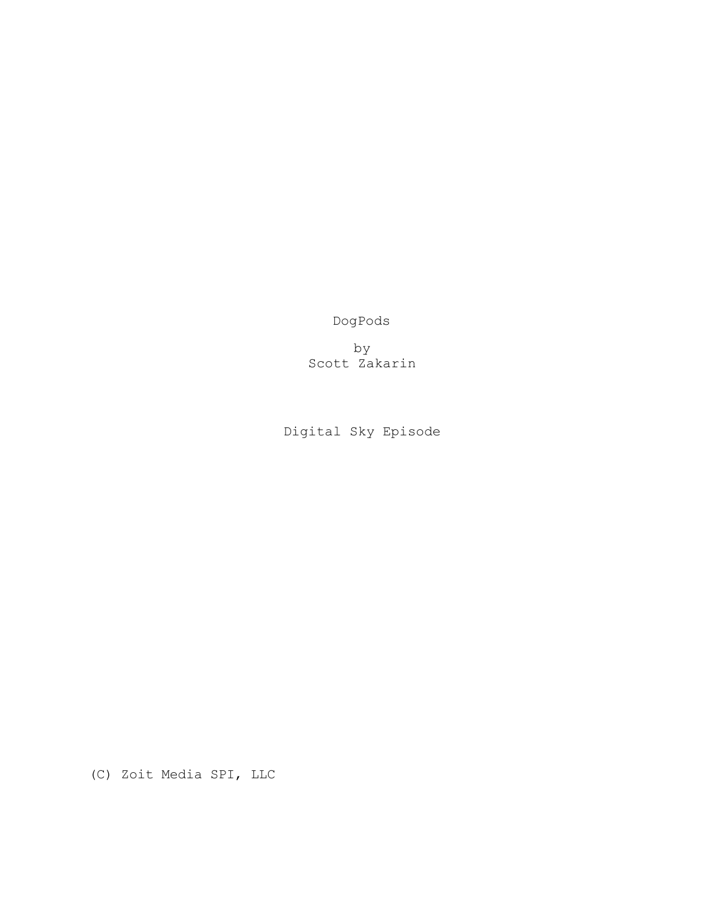# DogPods

by
Scott Zakarin

Digital Sky Episode

(C) Zoit Media SPI, LLC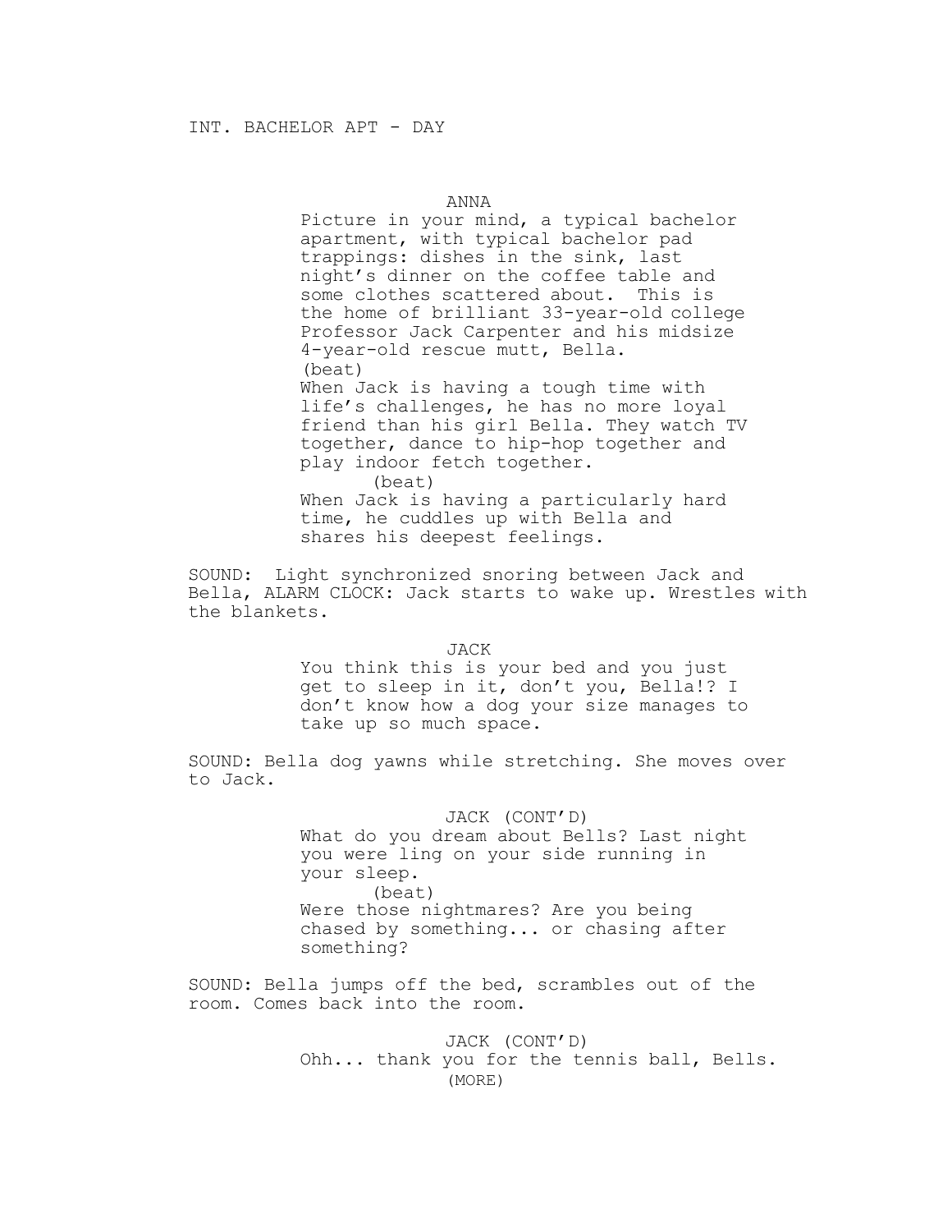INT. BACHELOR APT - DAY

ANNA

Picture in your mind, a typical bachelor apartment, with typical bachelor pad trappings: dishes in the sink, last night's dinner on the coffee table and some clothes scattered about. This is the home of brilliant 33-year-old college Professor Jack Carpenter and his midsize 4-year-old rescue mutt, Bella.

(beat)

When Jack is having a tough time with life's challenges, he has no more loyal friend than his girl Bella. They watch TV together, dance to hip-hop together and play indoor fetch together.

(beat)

When Jack is having a particularly hard time, he cuddles up with Bella and shares his deepest feelings.

SOUND: Light synchronized snoring between Jack and Bella, ALARM CLOCK: Jack starts to wake up. Wrestles with the blankets.

JACK

You think this is your bed and you just get to sleep in it, don't you, Bella!? I don't know how a dog your size manages to take up so much space.

SOUND: Bella dog yawns while stretching. She moves over to Jack.

JACK (CONT'D)

What do you dream about Bells? Last night you were ling on your side running in your sleep.

(beat)

Were those nightmares? Are you being chased by something... or chasing after something?

SOUND: Bella jumps off the bed, scrambles out of the room. Comes back into the room.

JACK (CONT'D)

Ohh... thank you for the tennis ball, Bells.

(MORE)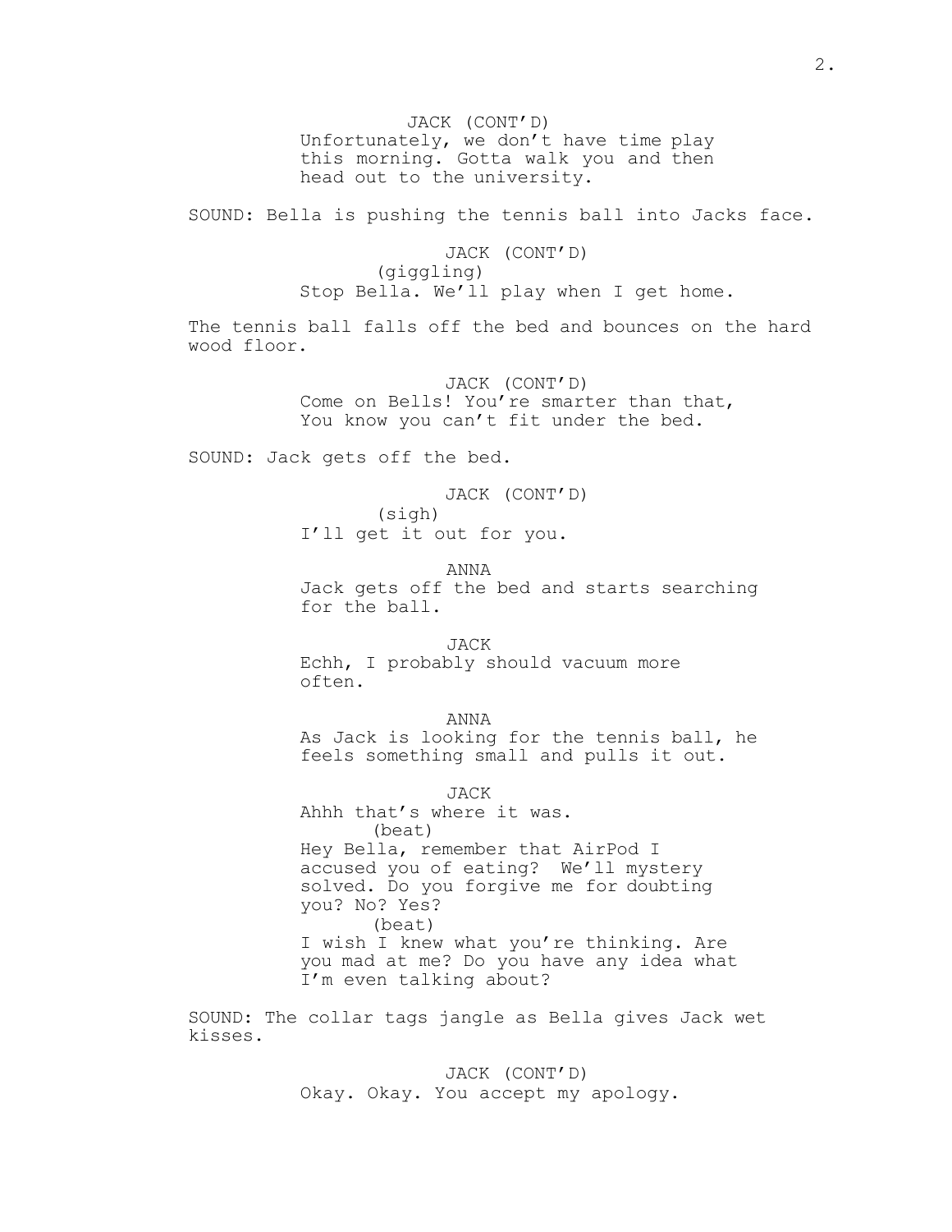JACK (CONT'D)
Unfortunately, we don't have time play this morning. Gotta walk you and then head out to the university.

SOUND: Bella is pushing the tennis ball into Jacks face.

JACK (CONT'D)
(giggling)
Stop Bella. We'll play when I get home.

The tennis ball falls off the bed and bounces on the hard wood floor.

JACK (CONT'D)
Come on Bells! You're smarter than that, You know you can't fit under the bed.

SOUND: Jack gets off the bed.

JACK (CONT'D)
(sigh)
I'll get it out for you.

ANNA
Jack gets off the bed and starts searching for the ball.

JACK
Echh, I probably should vacuum more often.

ANNA
As Jack is looking for the tennis ball, he feels something small and pulls it out.

JACK
Ahhh that's where it was.
(beat)
Hey Bella, remember that AirPod I accused you of eating? We'll mystery solved. Do you forgive me for doubting you? No? Yes?
(beat)
I wish I knew what you're thinking. Are you mad at me? Do you have any idea what I'm even talking about?

SOUND: The collar tags jangle as Bella gives Jack wet kisses.

JACK (CONT'D)
Okay. Okay. You accept my apology.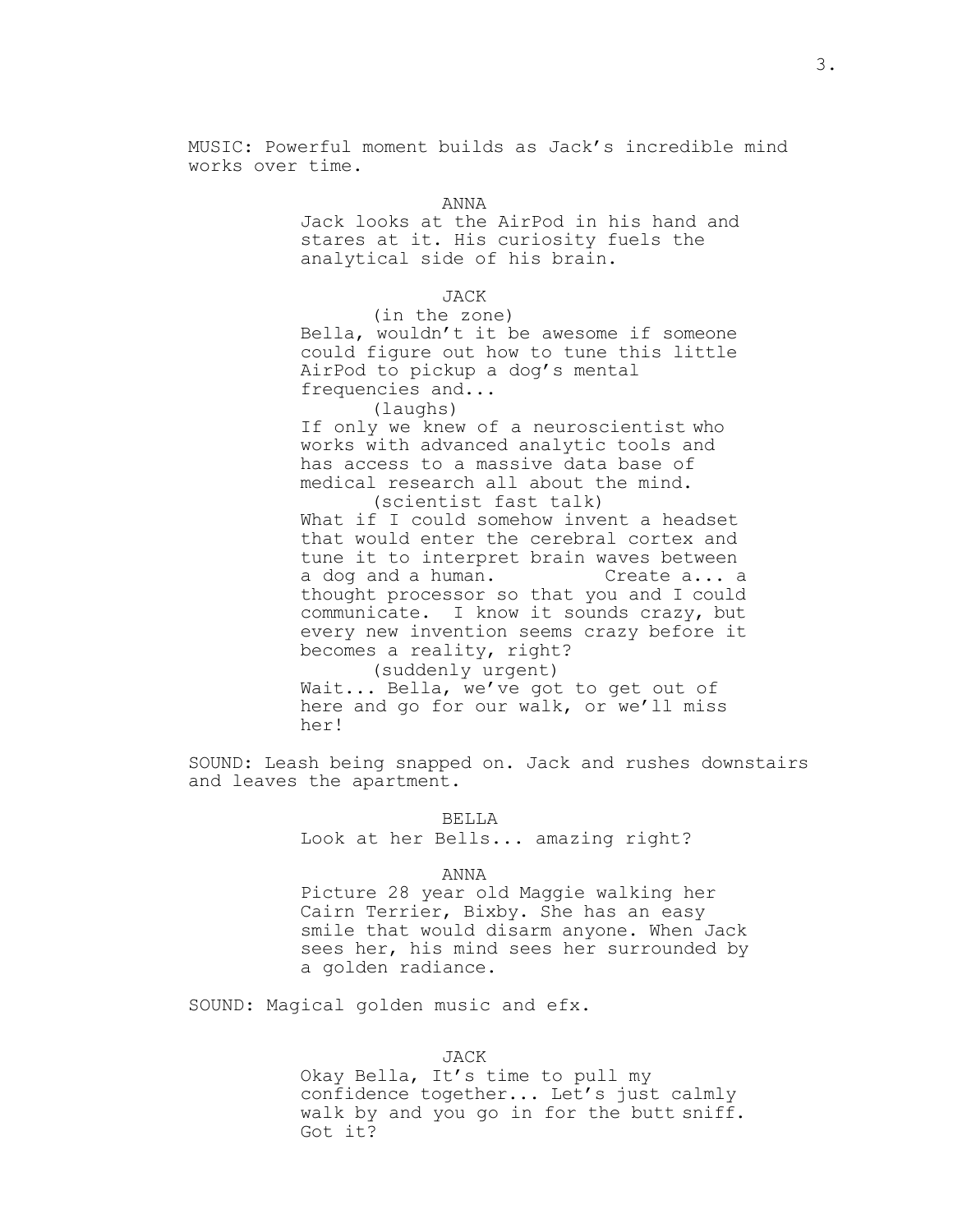MUSIC: Powerful moment builds as Jack's incredible mind works over time.

ANNA

Jack looks at the AirPod in his hand and stares at it. His curiosity fuels the analytical side of his brain.

JACK

(in the zone)

Bella, wouldn't it be awesome if someone could figure out how to tune this little AirPod to pickup a dog's mental frequencies and...

(laughs)

If only we knew of a neuroscientist who works with advanced analytic tools and has access to a massive data base of medical research all about the mind.

(scientist fast talk)

What if I could somehow invent a headset that would enter the cerebral cortex and tune it to interpret brain waves between a dog and a human. Create a... a thought processor so that you and I could communicate. I know it sounds crazy, but every new invention seems crazy before it becomes a reality, right?

(suddenly urgent)

Wait... Bella, we've got to get out of here and go for our walk, or we'll miss her!

SOUND: Leash being snapped on. Jack and rushes downstairs and leaves the apartment.

BELLA

Look at her Bells... amazing right?

ANNA

Picture 28 year old Maggie walking her Cairn Terrier, Bixby. She has an easy smile that would disarm anyone. When Jack sees her, his mind sees her surrounded by a golden radiance.

SOUND: Magical golden music and efx.

JACK

Okay Bella, It's time to pull my confidence together... Let's just calmly walk by and you go in for the butt sniff. Got it?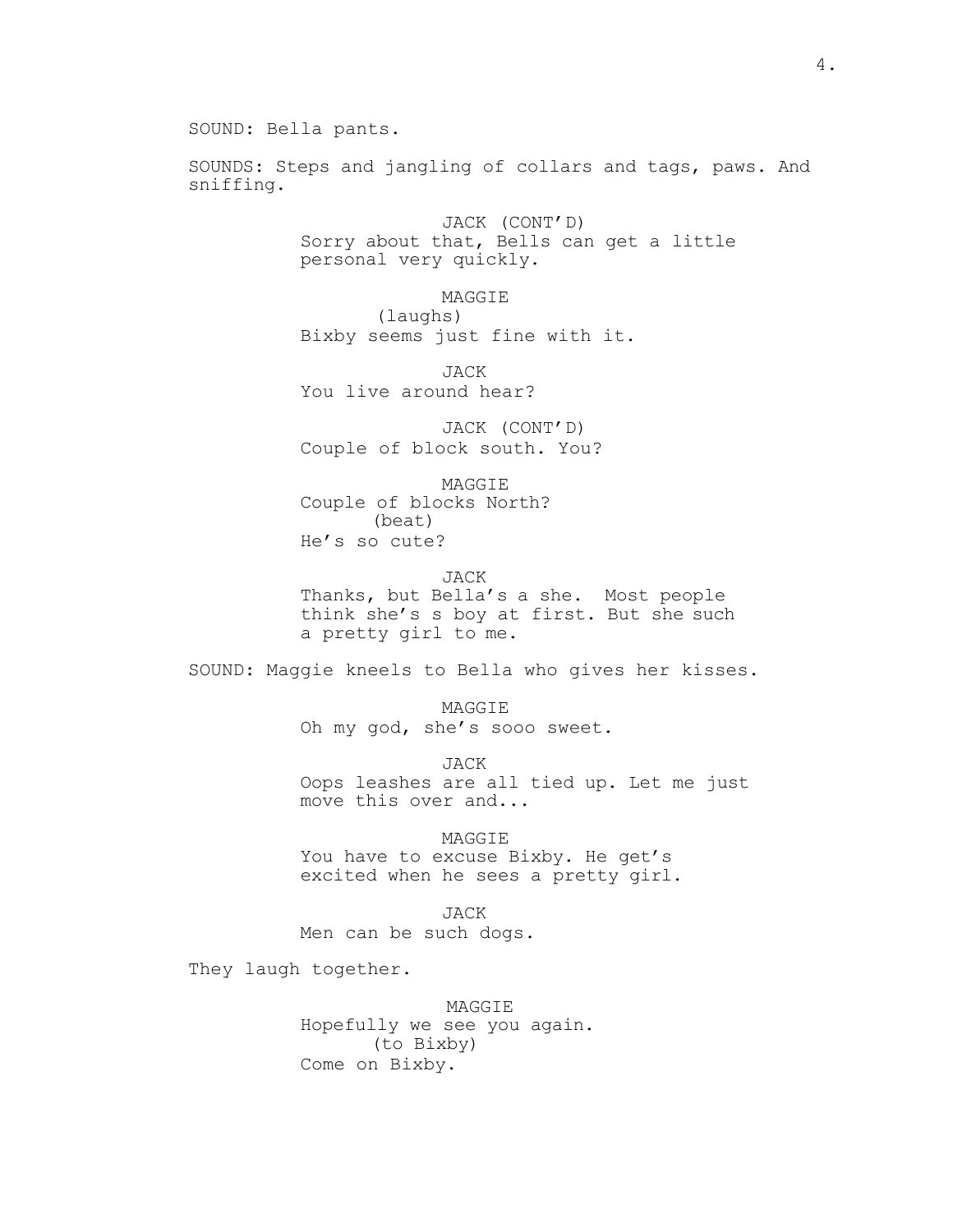SOUND: Bella pants.

SOUNDS: Steps and jangling of collars and tags, paws. And sniffing.

JACK (CONT'D)
Sorry about that, Bells can get a little personal very quickly.

MAGGIE
(laughs)
Bixby seems just fine with it.

JACK
You live around hear?

JACK (CONT'D)
Couple of block south. You?

MAGGIE
Couple of blocks North?
(beat)
He's so cute?

JACK
Thanks, but Bella's a she. Most people think she's s boy at first. But she such a pretty girl to me.

SOUND: Maggie kneels to Bella who gives her kisses.

MAGGIE
Oh my god, she's sooo sweet.

JACK
Oops leashes are all tied up. Let me just move this over and...

MAGGIE
You have to excuse Bixby. He get's excited when he sees a pretty girl.

JACK
Men can be such dogs.

They laugh together.

MAGGIE
Hopefully we see you again.
(to Bixby)
Come on Bixby.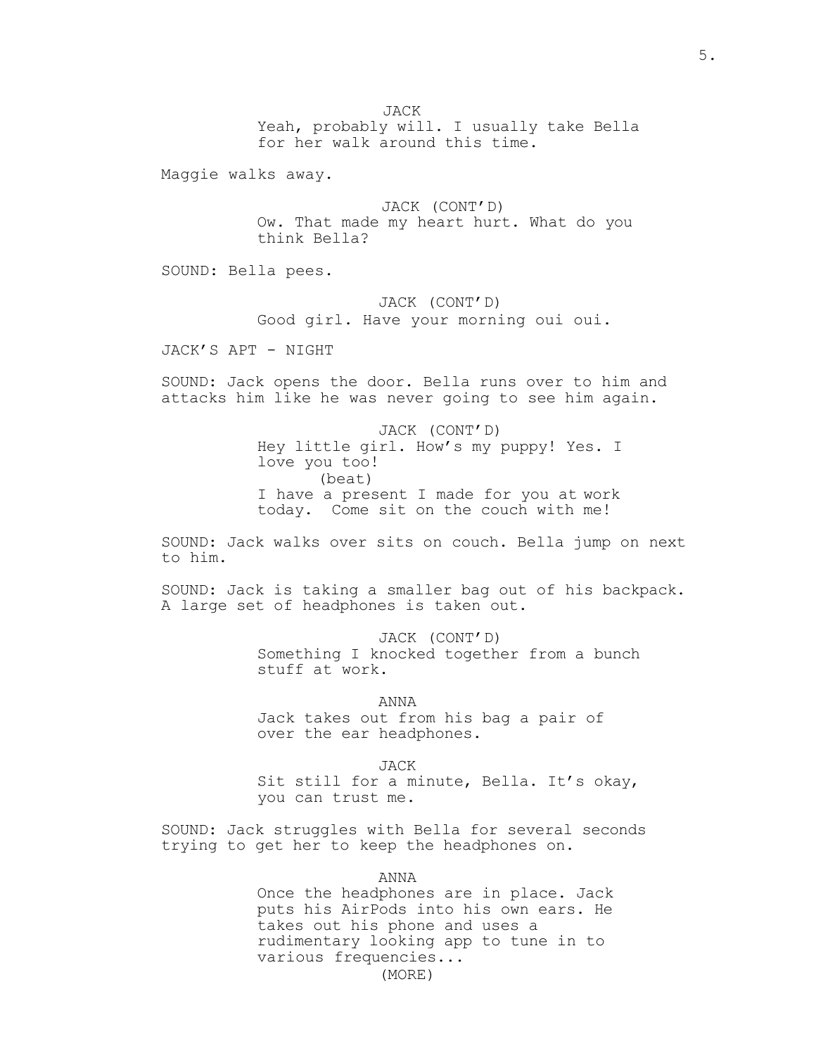JACK

Yeah, probably will. I usually take Bella for her walk around this time.

Maggie walks away.

JACK (CONT'D)

Ow. That made my heart hurt. What do you think Bella?

SOUND: Bella pees.

JACK (CONT'D)

Good girl. Have your morning oui oui.

JACK'S APT - NIGHT

SOUND: Jack opens the door. Bella runs over to him and attacks him like he was never going to see him again.

JACK (CONT'D)

Hey little girl. How's my puppy! Yes. I love you too!

(beat)

I have a present I made for you at work today. Come sit on the couch with me!

SOUND: Jack walks over sits on couch. Bella jump on next to him.

SOUND: Jack is taking a smaller bag out of his backpack. A large set of headphones is taken out.

JACK (CONT'D)

Something I knocked together from a bunch stuff at work.

ANNA

Jack takes out from his bag a pair of over the ear headphones.

JACK

Sit still for a minute, Bella. It's okay, you can trust me.

SOUND: Jack struggles with Bella for several seconds trying to get her to keep the headphones on.

ANNA

Once the headphones are in place. Jack puts his AirPods into his own ears. He takes out his phone and uses a rudimentary looking app to tune in to various frequencies...

(MORE)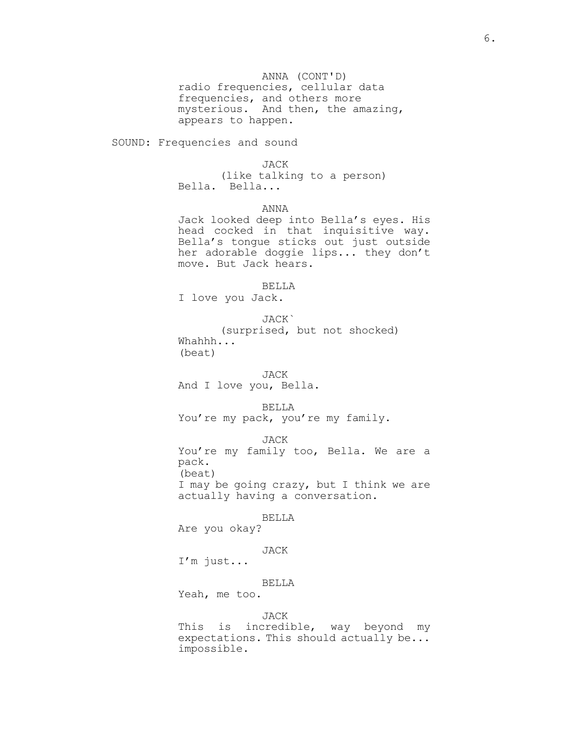ANNA (CONT'D)
radio frequencies, cellular data frequencies, and others more mysterious. And then, the amazing, appears to happen.

SOUND: Frequencies and sound

JACK
(like talking to a person)
Bella. Bella...

ANNA
Jack looked deep into Bella's eyes. His head cocked in that inquisitive way. Bella's tongue sticks out just outside her adorable doggie lips... they don't move. But Jack hears.

BELLA
I love you Jack.

JACK`
(surprised, but not shocked)
Whahhh...
(beat)

JACK
And I love you, Bella.

BELLA
You're my pack, you're my family.

JACK
You're my family too, Bella. We are a pack.
(beat)
I may be going crazy, but I think we are actually having a conversation.

BELLA
Are you okay?

JACK
I'm just...

BELLA
Yeah, me too.

JACK
This is incredible, way beyond my expectations. This should actually be... impossible.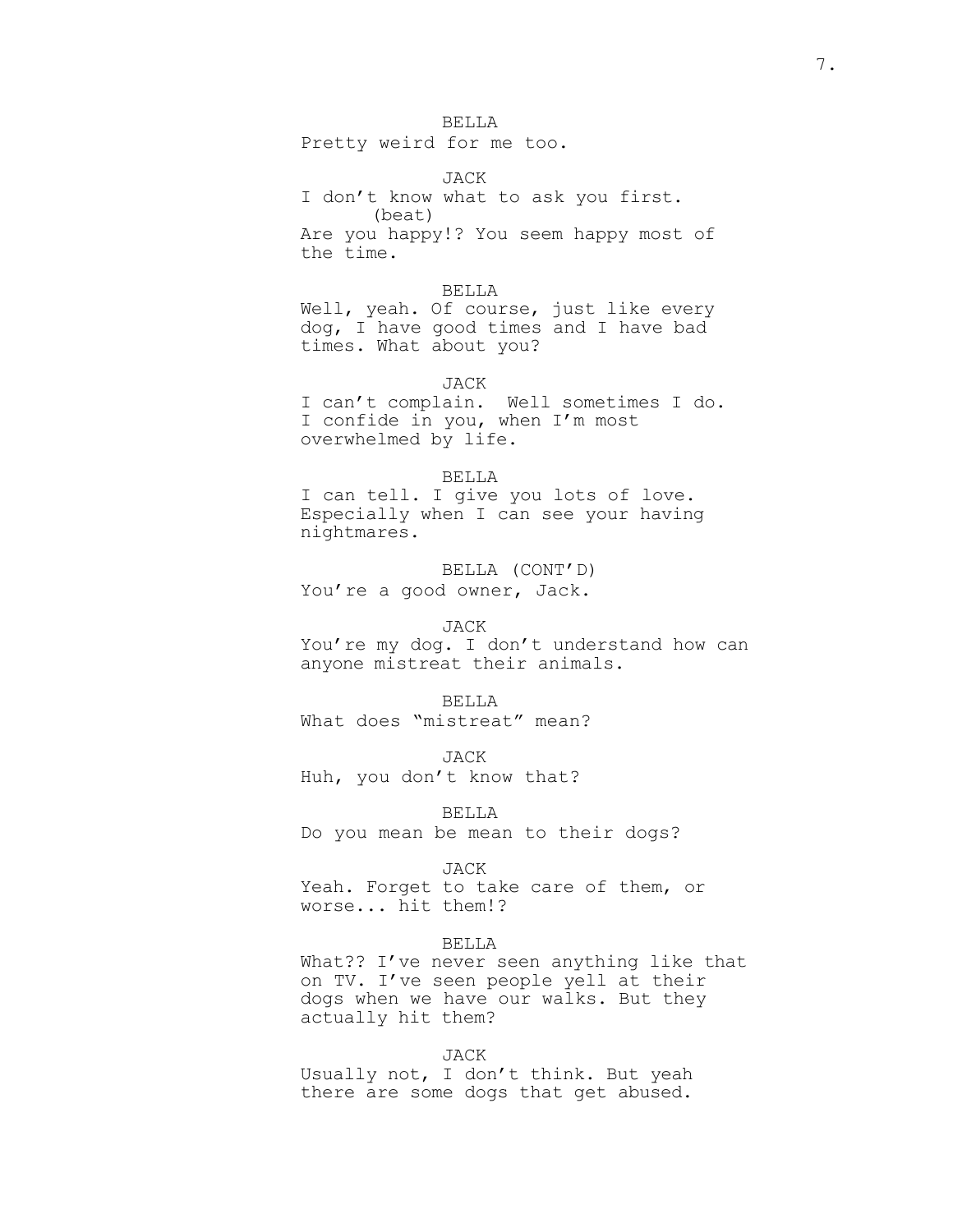BELLA
Pretty weird for me too.

JACK
I don't know what to ask you first.
(beat)
Are you happy!? You seem happy most of the time.

BELLA
Well, yeah. Of course, just like every dog, I have good times and I have bad times. What about you?

JACK
I can't complain.  Well sometimes I do. I confide in you, when I'm most overwhelmed by life.

BELLA
I can tell. I give you lots of love. Especially when I can see your having nightmares.

BELLA (CONT'D)
You're a good owner, Jack.

JACK
You're my dog. I don't understand how can anyone mistreat their animals.

BELLA
What does "mistreat" mean?

JACK
Huh, you don't know that?

BELLA
Do you mean be mean to their dogs?

JACK
Yeah. Forget to take care of them, or worse... hit them!?

BELLA
What?? I've never seen anything like that on TV. I've seen people yell at their dogs when we have our walks. But they actually hit them?

JACK
Usually not, I don't think. But yeah there are some dogs that get abused.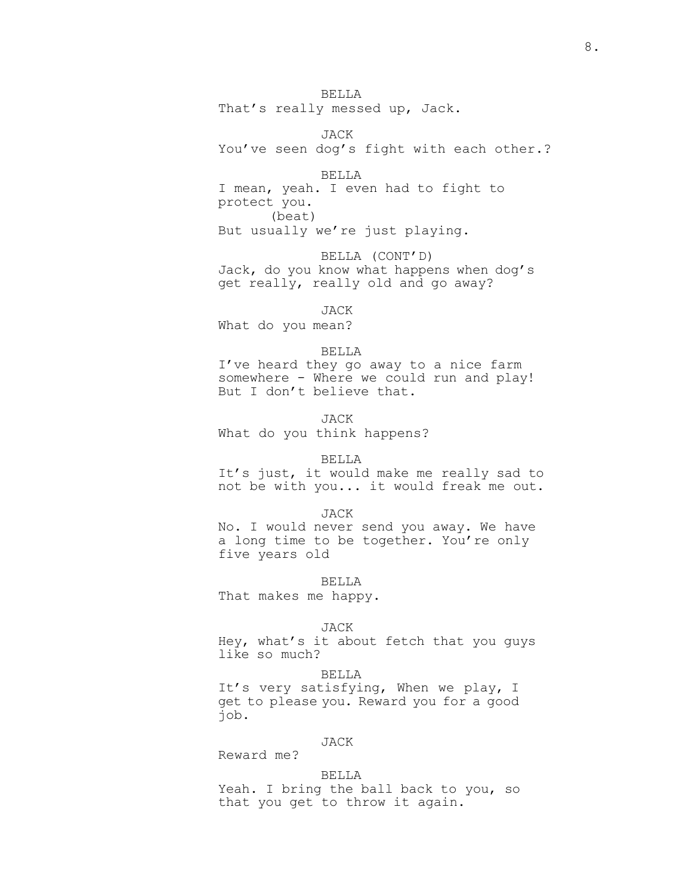BELLA
That's really messed up, Jack.

JACK
You've seen dog's fight with each other.?

BELLA
I mean, yeah. I even had to fight to protect you.
(beat)
But usually we're just playing.

BELLA (CONT'D)
Jack, do you know what happens when dog's get really, really old and go away?

JACK
What do you mean?

BELLA
I've heard they go away to a nice farm somewhere - Where we could run and play! But I don't believe that.

JACK
What do you think happens?

BELLA
It's just, it would make me really sad to not be with you... it would freak me out.

JACK
No. I would never send you away. We have a long time to be together. You're only five years old

BELLA
That makes me happy.

JACK
Hey, what's it about fetch that you guys like so much?

BELLA
It's very satisfying, When we play, I get to please you. Reward you for a good job.

JACK
Reward me?

BELLA
Yeah. I bring the ball back to you, so that you get to throw it again.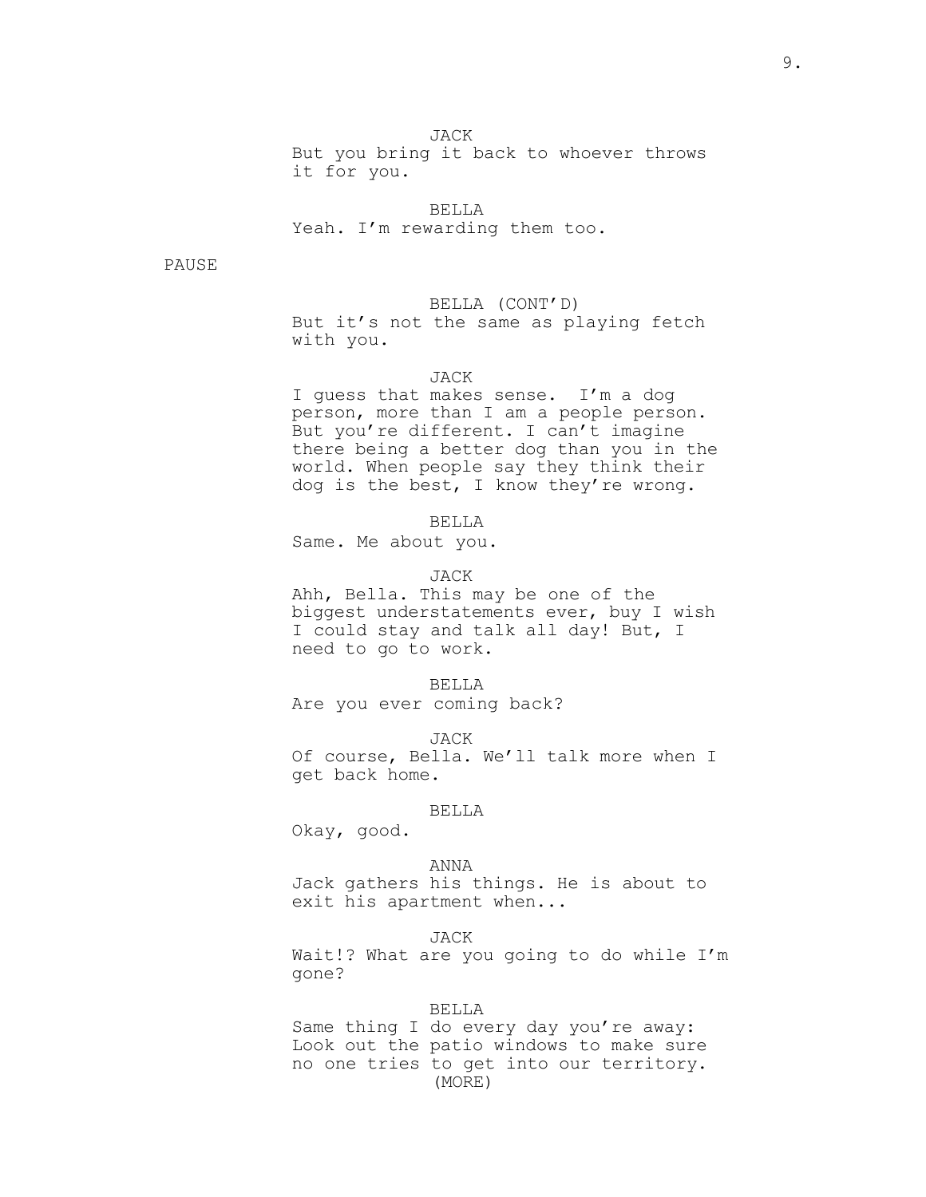JACK
But you bring it back to whoever throws it for you.

BELLA
Yeah. I'm rewarding them too.

PAUSE

BELLA (CONT'D)
But it's not the same as playing fetch with you.

JACK
I guess that makes sense.  I'm a dog person, more than I am a people person. But you're different. I can't imagine there being a better dog than you in the world. When people say they think their dog is the best, I know they're wrong.

BELLA
Same. Me about you.

JACK
Ahh, Bella. This may be one of the biggest understatements ever, buy I wish I could stay and talk all day! But, I need to go to work.

BELLA
Are you ever coming back?

JACK
Of course, Bella. We'll talk more when I get back home.

BELLA
Okay, good.

ANNA
Jack gathers his things. He is about to exit his apartment when...

JACK
Wait!? What are you going to do while I'm gone?

BELLA
Same thing I do every day you're away: Look out the patio windows to make sure no one tries to get into our territory.
(MORE)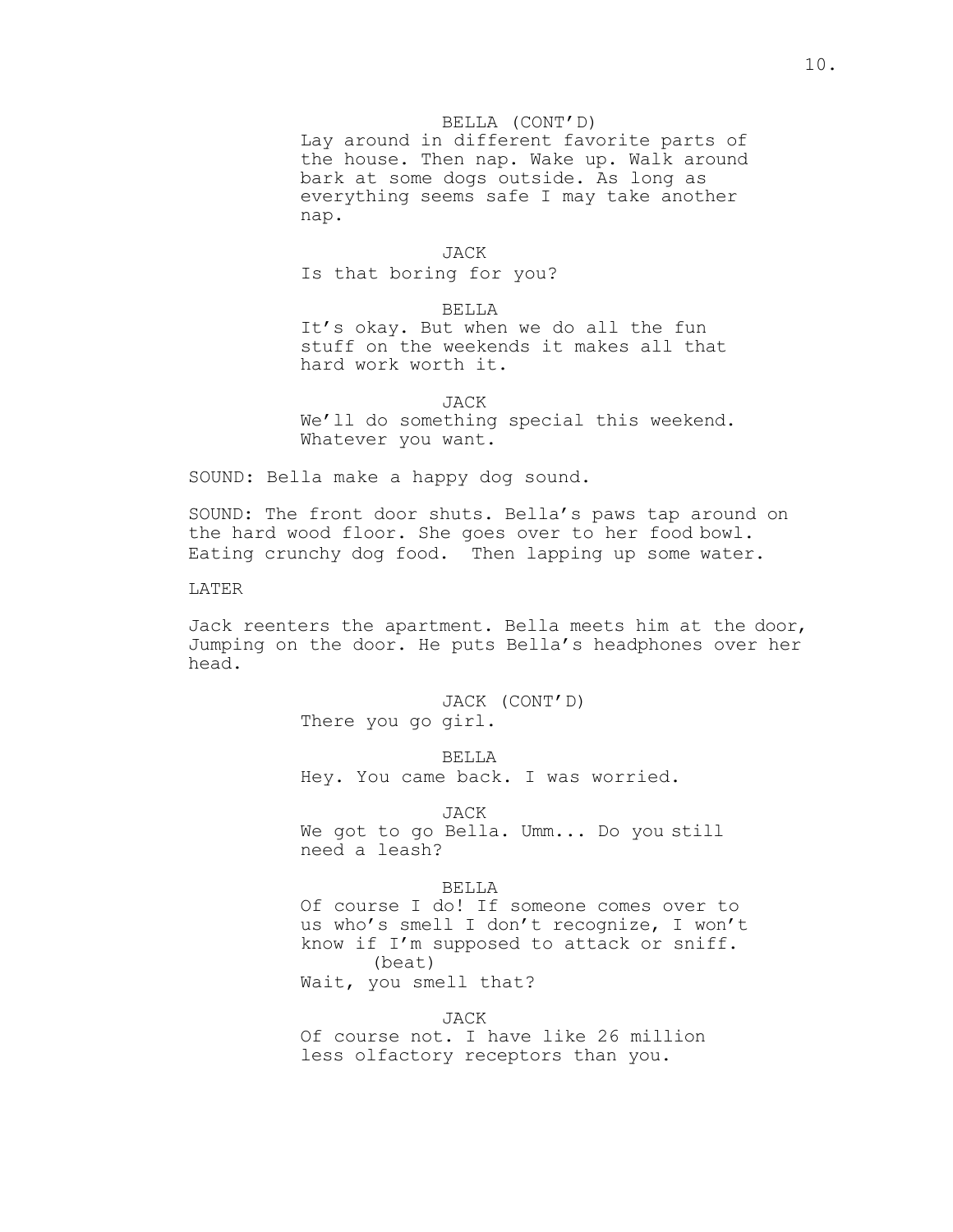BELLA (CONT'D)
Lay around in different favorite parts of the house. Then nap. Wake up. Walk around bark at some dogs outside. As long as everything seems safe I may take another nap.

JACK
Is that boring for you?

BELLA
It's okay. But when we do all the fun stuff on the weekends it makes all that hard work worth it.

JACK
We'll do something special this weekend. Whatever you want.

SOUND: Bella make a happy dog sound.

SOUND: The front door shuts. Bella's paws tap around on the hard wood floor. She goes over to her food bowl. Eating crunchy dog food. Then lapping up some water.

LATER

Jack reenters the apartment. Bella meets him at the door, Jumping on the door. He puts Bella's headphones over her head.

JACK (CONT'D)
There you go girl.

BELLA
Hey. You came back. I was worried.

JACK
We got to go Bella. Umm... Do you still need a leash?

BELLA
Of course I do! If someone comes over to us who's smell I don't recognize, I won't know if I'm supposed to attack or sniff.
(beat)
Wait, you smell that?

JACK
Of course not. I have like 26 million less olfactory receptors than you.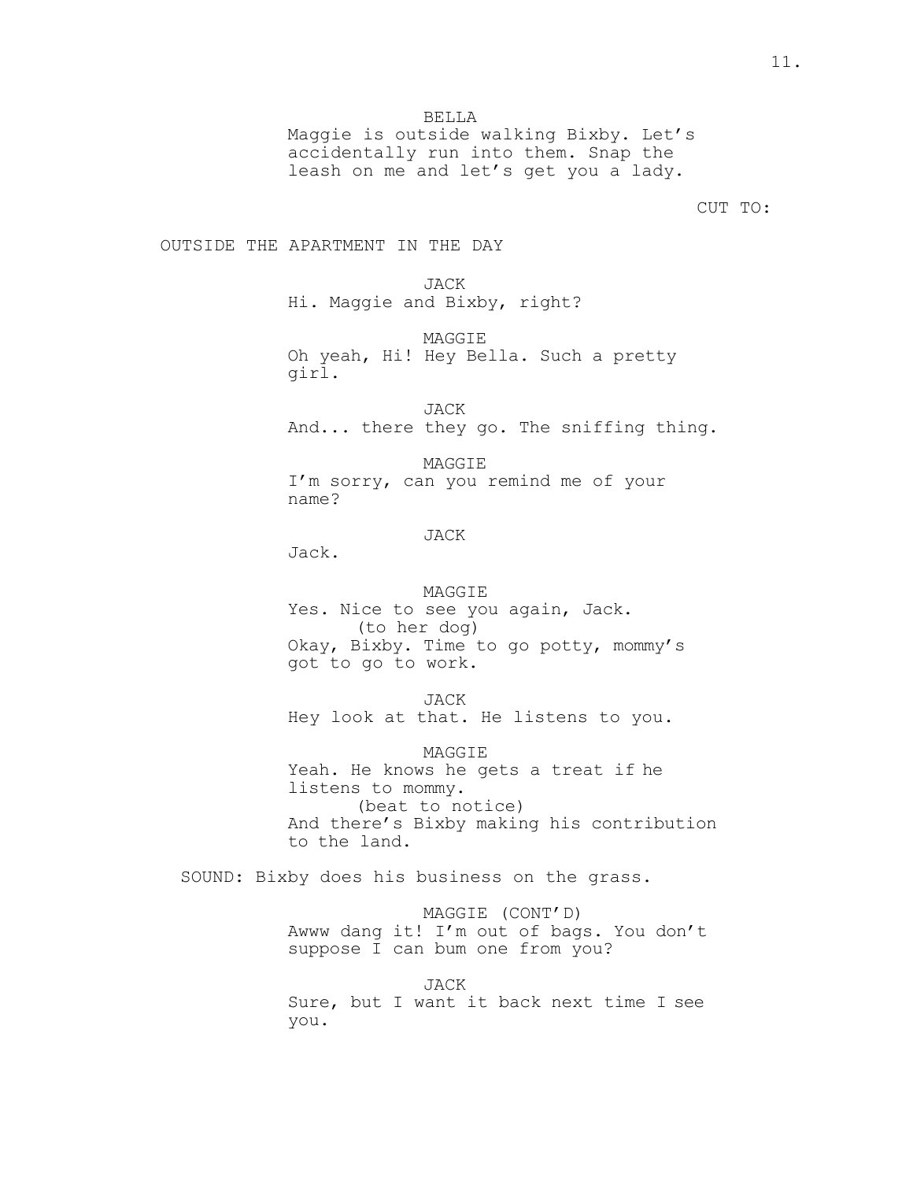BELLA
Maggie is outside walking Bixby. Let's accidentally run into them. Snap the leash on me and let's get you a lady.

CUT TO:

OUTSIDE THE APARTMENT IN THE DAY

JACK
Hi. Maggie and Bixby, right?

MAGGIE
Oh yeah, Hi! Hey Bella. Such a pretty girl.

JACK
And... there they go. The sniffing thing.

MAGGIE
I'm sorry, can you remind me of your name?

JACK
Jack.

MAGGIE
Yes. Nice to see you again, Jack.
(to her dog)
Okay, Bixby. Time to go potty, mommy's got to go to work.

JACK
Hey look at that. He listens to you.

MAGGIE
Yeah. He knows he gets a treat if he listens to mommy.
(beat to notice)
And there's Bixby making his contribution to the land.

SOUND: Bixby does his business on the grass.

MAGGIE (CONT'D)
Awww dang it! I'm out of bags. You don't suppose I can bum one from you?

JACK
Sure, but I want it back next time I see you.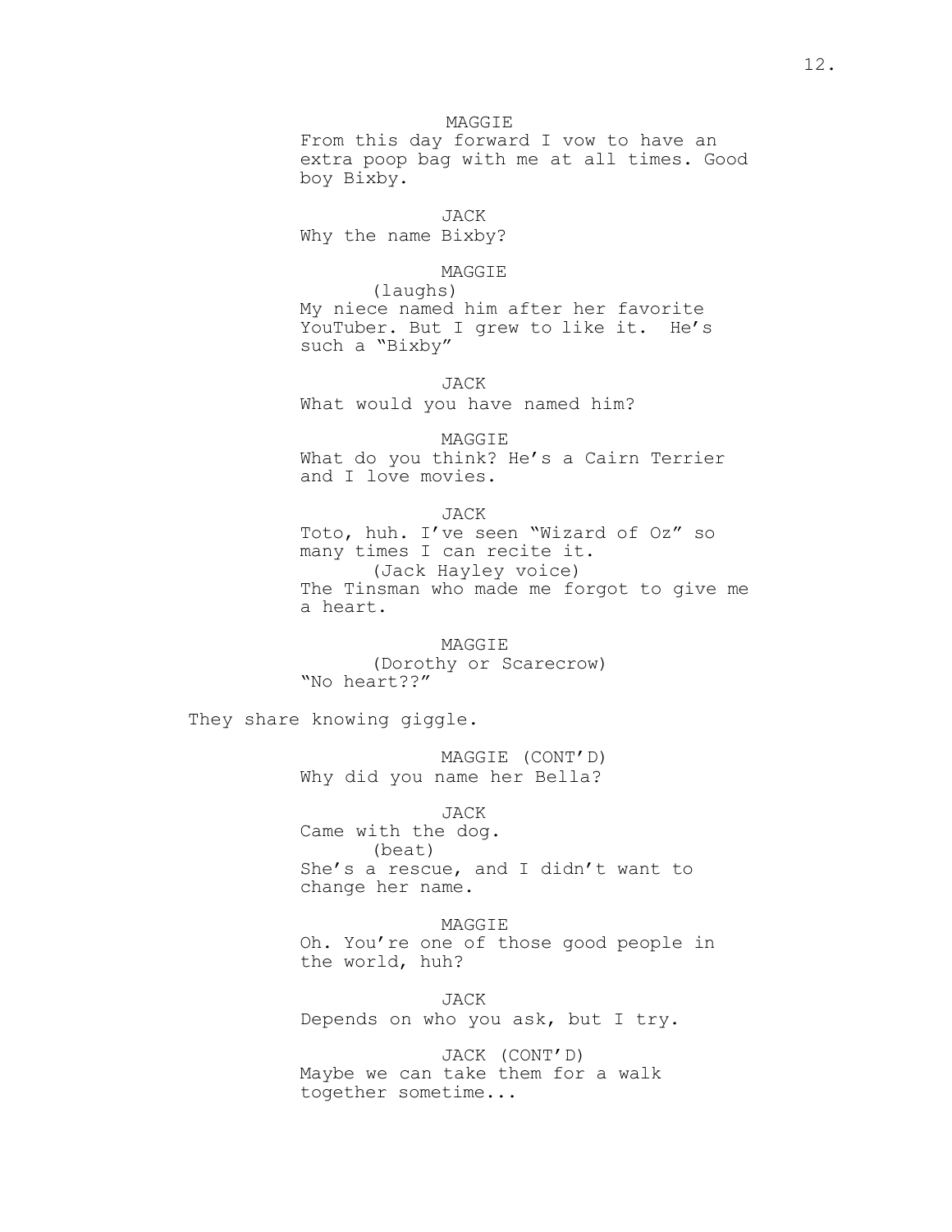MAGGIE
From this day forward I vow to have an extra poop bag with me at all times. Good boy Bixby.

JACK
Why the name Bixby?

MAGGIE
(laughs)
My niece named him after her favorite YouTuber. But I grew to like it.  He's such a "Bixby"

JACK
What would you have named him?

MAGGIE
What do you think? He's a Cairn Terrier and I love movies.

JACK
Toto, huh. I've seen "Wizard of Oz" so many times I can recite it.
(Jack Hayley voice)
The Tinsman who made me forgot to give me a heart.

MAGGIE
(Dorothy or Scarecrow)
"No heart??"

They share knowing giggle.

MAGGIE (CONT'D)
Why did you name her Bella?

JACK
Came with the dog.
(beat)
She's a rescue, and I didn't want to change her name.

MAGGIE
Oh. You're one of those good people in the world, huh?

JACK
Depends on who you ask, but I try.

JACK (CONT'D)
Maybe we can take them for a walk together sometime...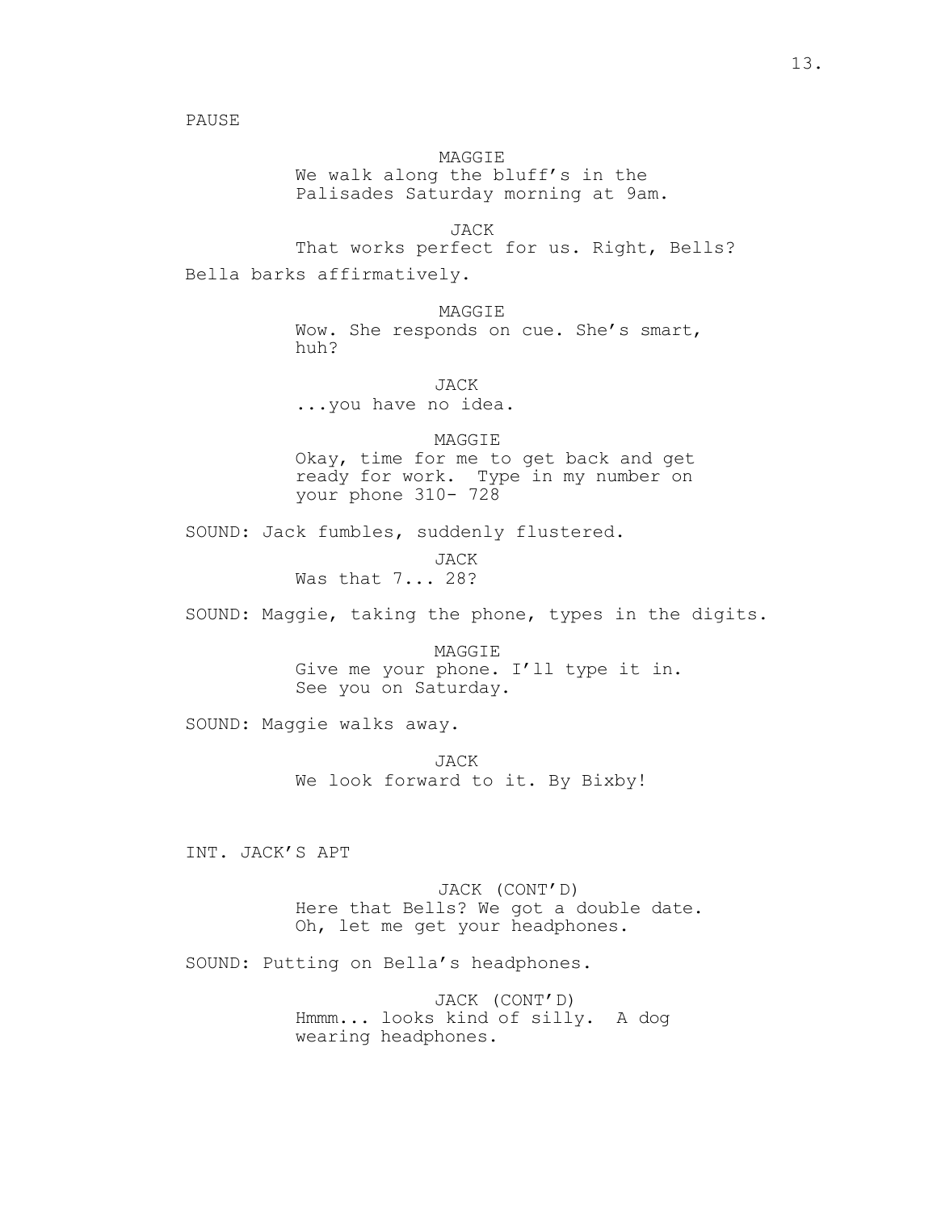PAUSE

MAGGIE
We walk along the bluff's in the Palisades Saturday morning at 9am.

JACK
That works perfect for us. Right, Bells?

Bella barks affirmatively.

MAGGIE
Wow. She responds on cue. She's smart, huh?

JACK
...you have no idea.

MAGGIE
Okay, time for me to get back and get ready for work. Type in my number on your phone 310- 728

SOUND: Jack fumbles, suddenly flustered.

JACK
Was that 7... 28?

SOUND: Maggie, taking the phone, types in the digits.

MAGGIE
Give me your phone. I'll type it in. See you on Saturday.

SOUND: Maggie walks away.

JACK
We look forward to it. By Bixby!

INT. JACK'S APT

JACK (CONT'D)
Here that Bells? We got a double date. Oh, let me get your headphones.

SOUND: Putting on Bella's headphones.

JACK (CONT'D)
Hmmm... looks kind of silly. A dog wearing headphones.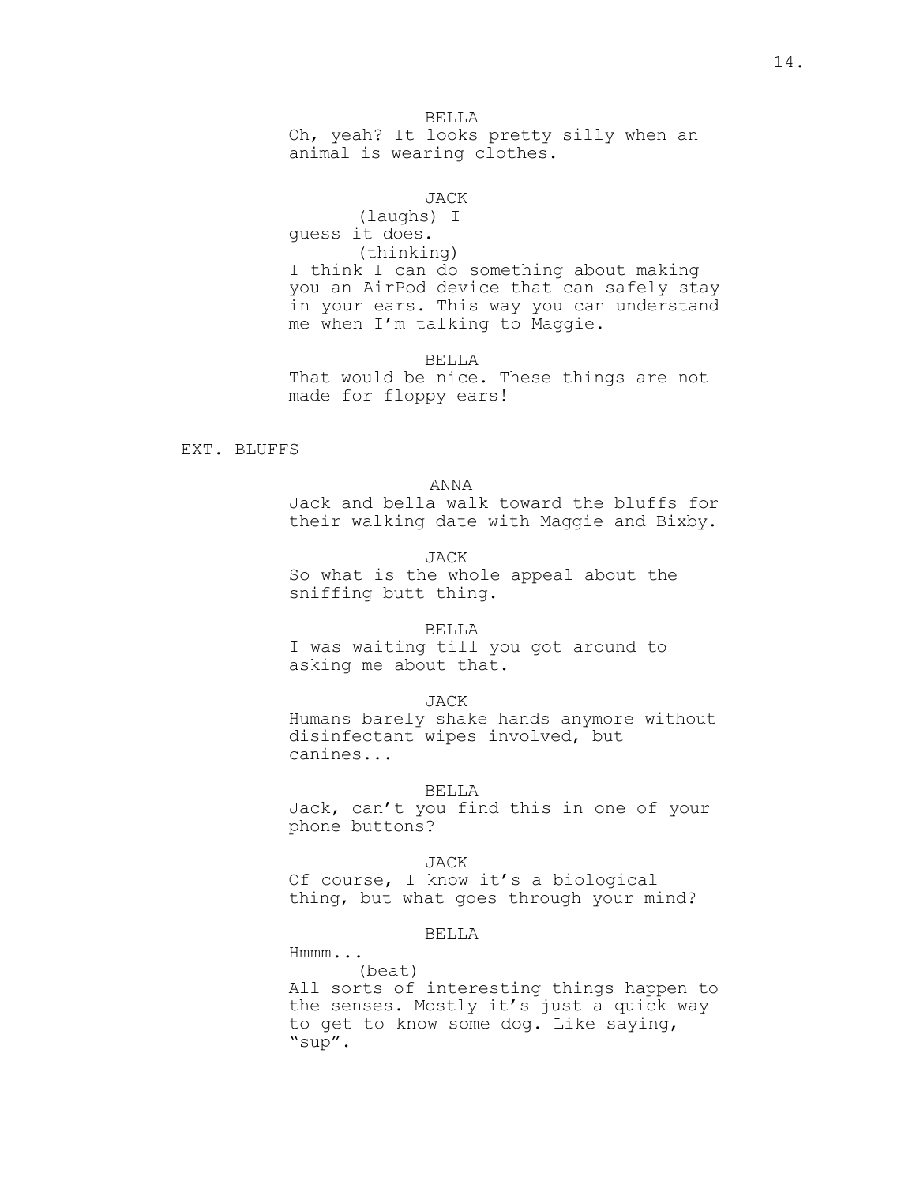BELLA

Oh, yeah? It looks pretty silly when an animal is wearing clothes.

JACK

(laughs) I guess it does.

(thinking)

I think I can do something about making you an AirPod device that can safely stay in your ears. This way you can understand me when I'm talking to Maggie.

BELLA

That would be nice. These things are not made for floppy ears!

EXT. BLUFFS

ANNA

Jack and bella walk toward the bluffs for their walking date with Maggie and Bixby.

JACK

So what is the whole appeal about the sniffing butt thing.

BELLA

I was waiting till you got around to asking me about that.

JACK

Humans barely shake hands anymore without disinfectant wipes involved, but canines...

BELLA

Jack, can't you find this in one of your phone buttons?

JACK

Of course, I know it's a biological thing, but what goes through your mind?

BELLA

Hmmm...

(beat)

All sorts of interesting things happen to the senses. Mostly it's just a quick way to get to know some dog. Like saying, "sup".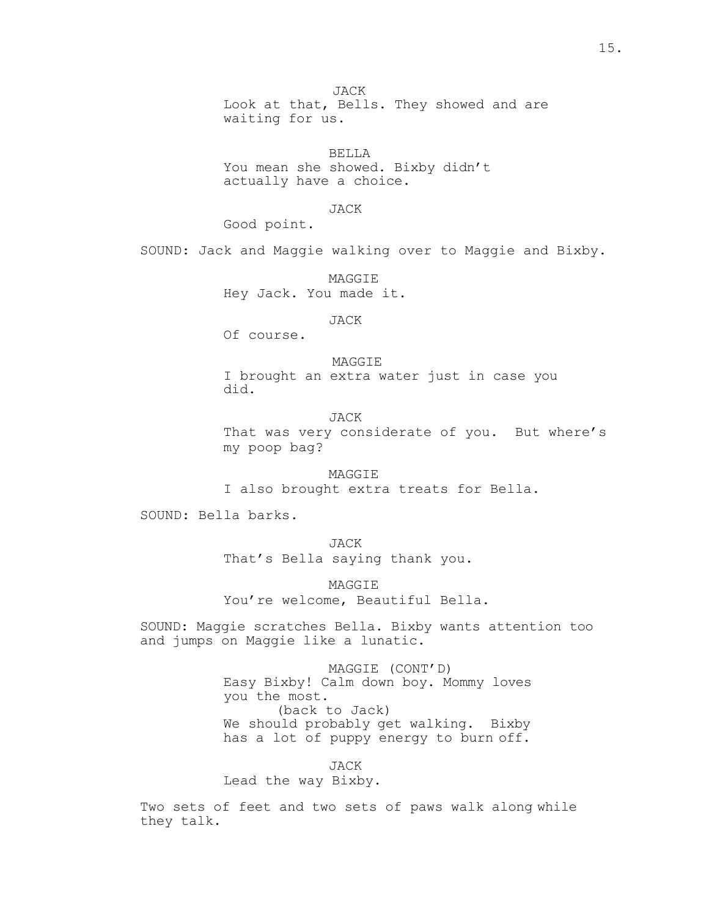JACK
Look at that, Bells. They showed and are waiting for us.

BELLA
You mean she showed. Bixby didn't actually have a choice.

JACK
Good point.

SOUND: Jack and Maggie walking over to Maggie and Bixby.

MAGGIE
Hey Jack. You made it.

JACK
Of course.

MAGGIE
I brought an extra water just in case you did.

JACK
That was very considerate of you.  But where's my poop bag?

MAGGIE
I also brought extra treats for Bella.

SOUND: Bella barks.

JACK
That's Bella saying thank you.

MAGGIE
You're welcome, Beautiful Bella.

SOUND: Maggie scratches Bella. Bixby wants attention too and jumps on Maggie like a lunatic.

MAGGIE (CONT'D)
Easy Bixby! Calm down boy. Mommy loves you the most.
(back to Jack)
We should probably get walking.  Bixby has a lot of puppy energy to burn off.

JACK
Lead the way Bixby.

Two sets of feet and two sets of paws walk along while they talk.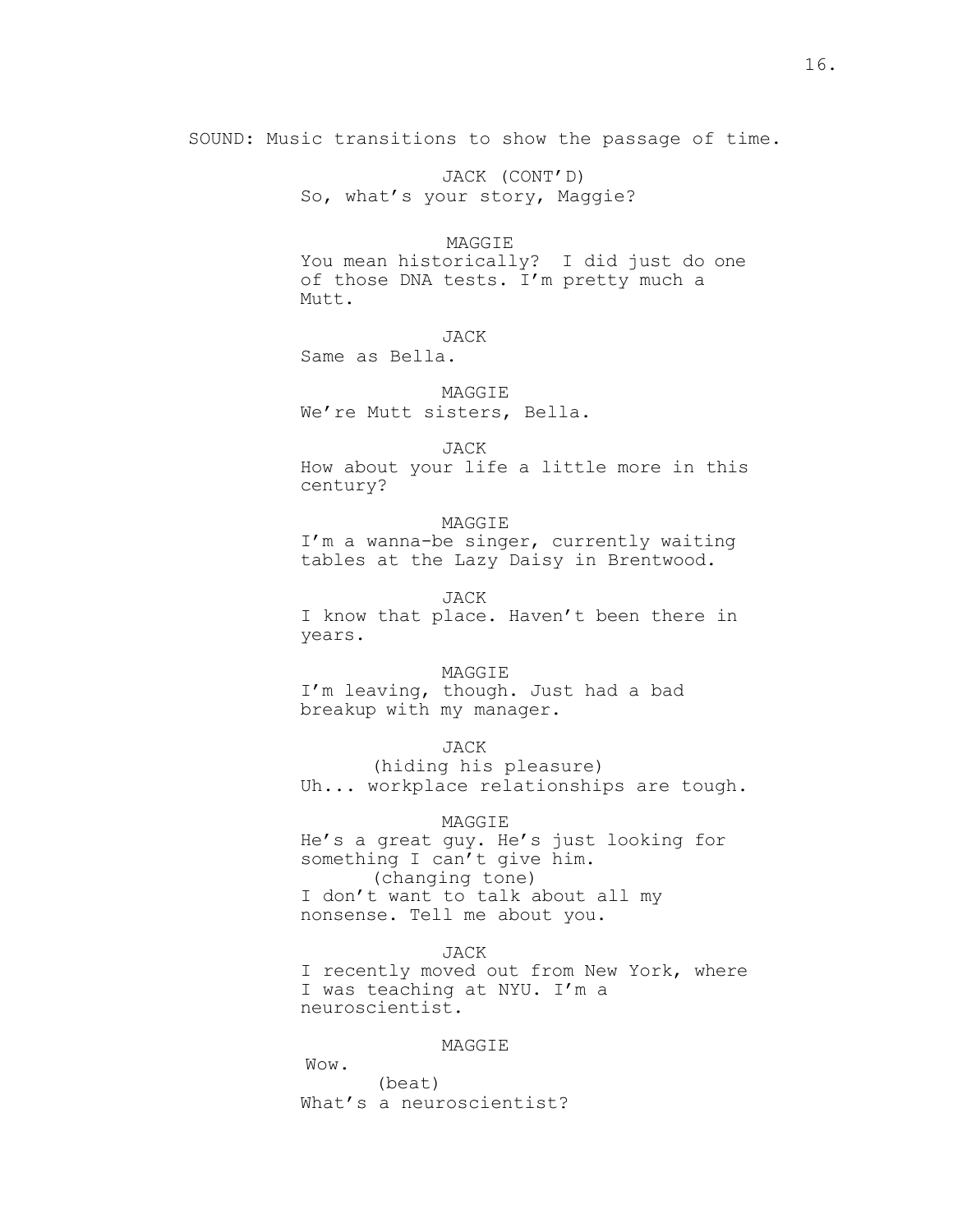SOUND: Music transitions to show the passage of time.

JACK (CONT'D)
So, what's your story, Maggie?

MAGGIE
You mean historically? I did just do one of those DNA tests. I'm pretty much a Mutt.

JACK
Same as Bella.

MAGGIE
We're Mutt sisters, Bella.

JACK
How about your life a little more in this century?

MAGGIE
I'm a wanna-be singer, currently waiting tables at the Lazy Daisy in Brentwood.

JACK
I know that place. Haven't been there in years.

MAGGIE
I'm leaving, though. Just had a bad breakup with my manager.

JACK
(hiding his pleasure)
Uh... workplace relationships are tough.

MAGGIE
He's a great guy. He's just looking for something I can't give him.
(changing tone)
I don't want to talk about all my nonsense. Tell me about you.

JACK
I recently moved out from New York, where I was teaching at NYU. I'm a neuroscientist.

MAGGIE
Wow.
(beat)
What's a neuroscientist?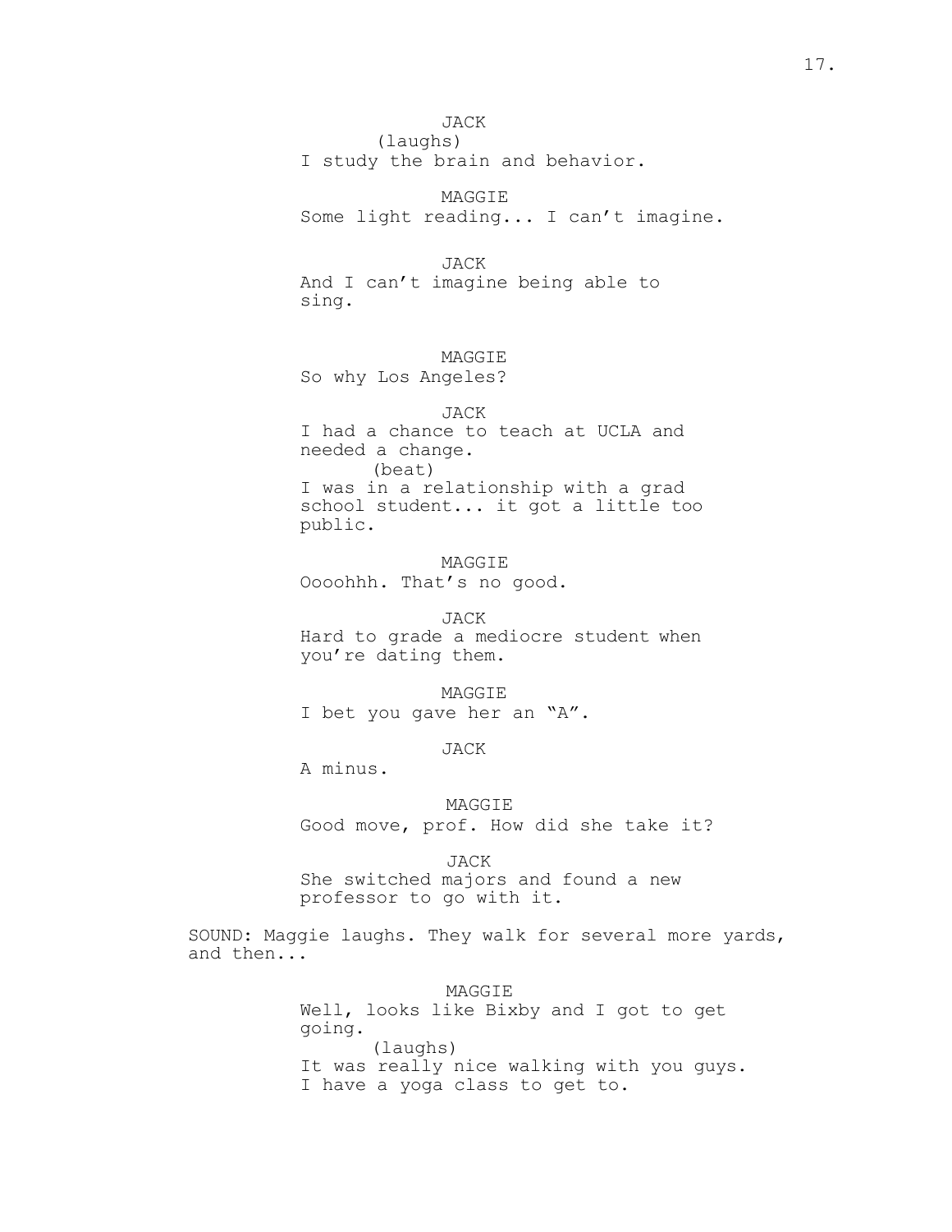JACK
(laughs)
I study the brain and behavior.

MAGGIE
Some light reading... I can't imagine.

JACK
And I can't imagine being able to sing.

MAGGIE
So why Los Angeles?

JACK
I had a chance to teach at UCLA and needed a change.
(beat)
I was in a relationship with a grad school student... it got a little too public.

MAGGIE
Oooohhh. That's no good.

JACK
Hard to grade a mediocre student when you're dating them.

MAGGIE
I bet you gave her an "A".

JACK
A minus.

MAGGIE
Good move, prof. How did she take it?

JACK
She switched majors and found a new professor to go with it.

SOUND: Maggie laughs. They walk for several more yards, and then...

MAGGIE
Well, looks like Bixby and I got to get going.
(laughs)
It was really nice walking with you guys. I have a yoga class to get to.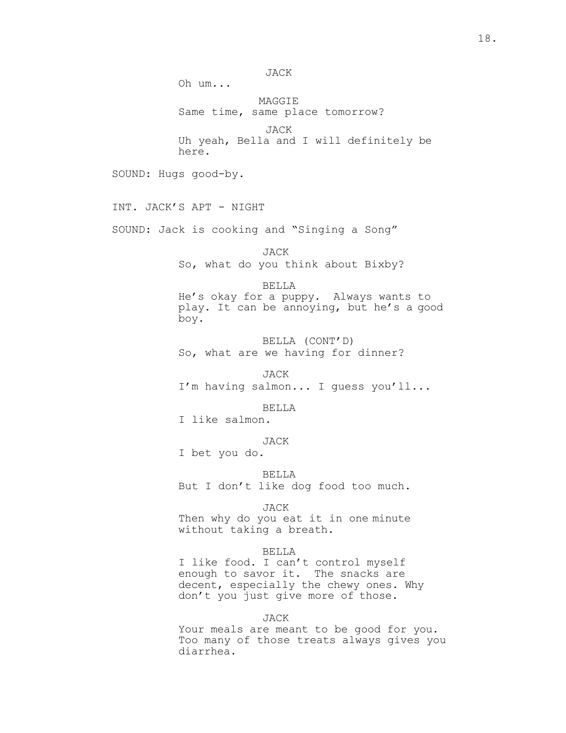JACK
Oh um...

MAGGIE
Same time, same place tomorrow?

JACK
Uh yeah, Bella and I will definitely be here.

SOUND: Hugs good-by.

INT. JACK'S APT - NIGHT

SOUND: Jack is cooking and "Singing a Song"

JACK
So, what do you think about Bixby?

BELLA
He's okay for a puppy. Always wants to play. It can be annoying, but he's a good boy.

BELLA (CONT'D)
So, what are we having for dinner?

JACK
I'm having salmon... I guess you'll...

BELLA
I like salmon.

JACK
I bet you do.

BELLA
But I don't like dog food too much.

JACK
Then why do you eat it in one minute without taking a breath.

BELLA
I like food. I can't control myself enough to savor it. The snacks are decent, especially the chewy ones. Why don't you just give more of those.

JACK
Your meals are meant to be good for you. Too many of those treats always gives you diarrhea.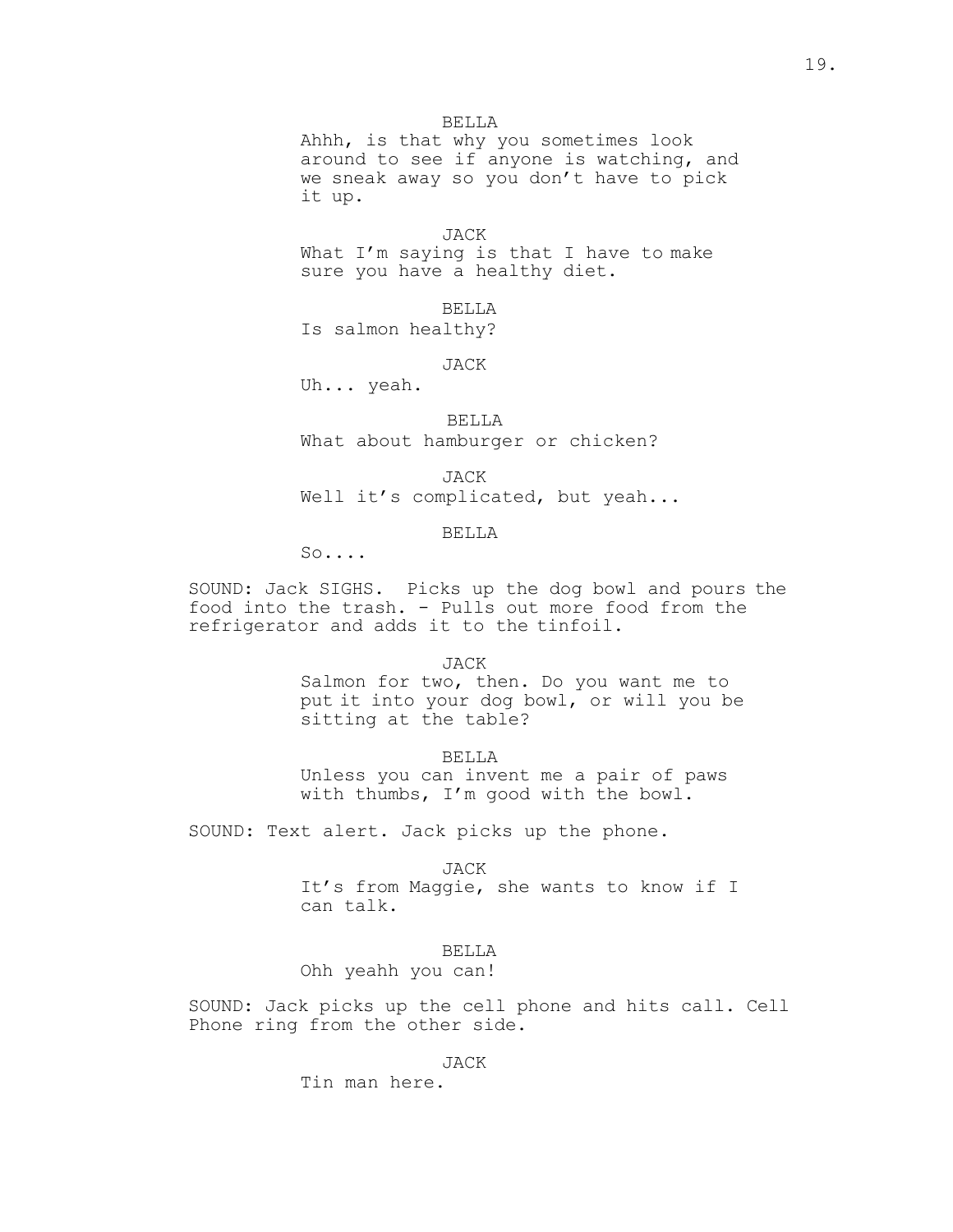BELLA

Ahhh, is that why you sometimes look around to see if anyone is watching, and we sneak away so you don't have to pick it up.

JACK

What I'm saying is that I have to make sure you have a healthy diet.

BELLA

Is salmon healthy?

JACK

Uh... yeah.

BELLA

What about hamburger or chicken?

JACK

Well it's complicated, but yeah...

BELLA

So....

SOUND: Jack SIGHS. Picks up the dog bowl and pours the food into the trash. - Pulls out more food from the refrigerator and adds it to the tinfoil.

JACK

Salmon for two, then. Do you want me to put it into your dog bowl, or will you be sitting at the table?

BELLA

Unless you can invent me a pair of paws with thumbs, I'm good with the bowl.

SOUND: Text alert. Jack picks up the phone.

JACK

It's from Maggie, she wants to know if I can talk.

BELLA

Ohh yeahh you can!

SOUND: Jack picks up the cell phone and hits call. Cell Phone ring from the other side.

JACK

Tin man here.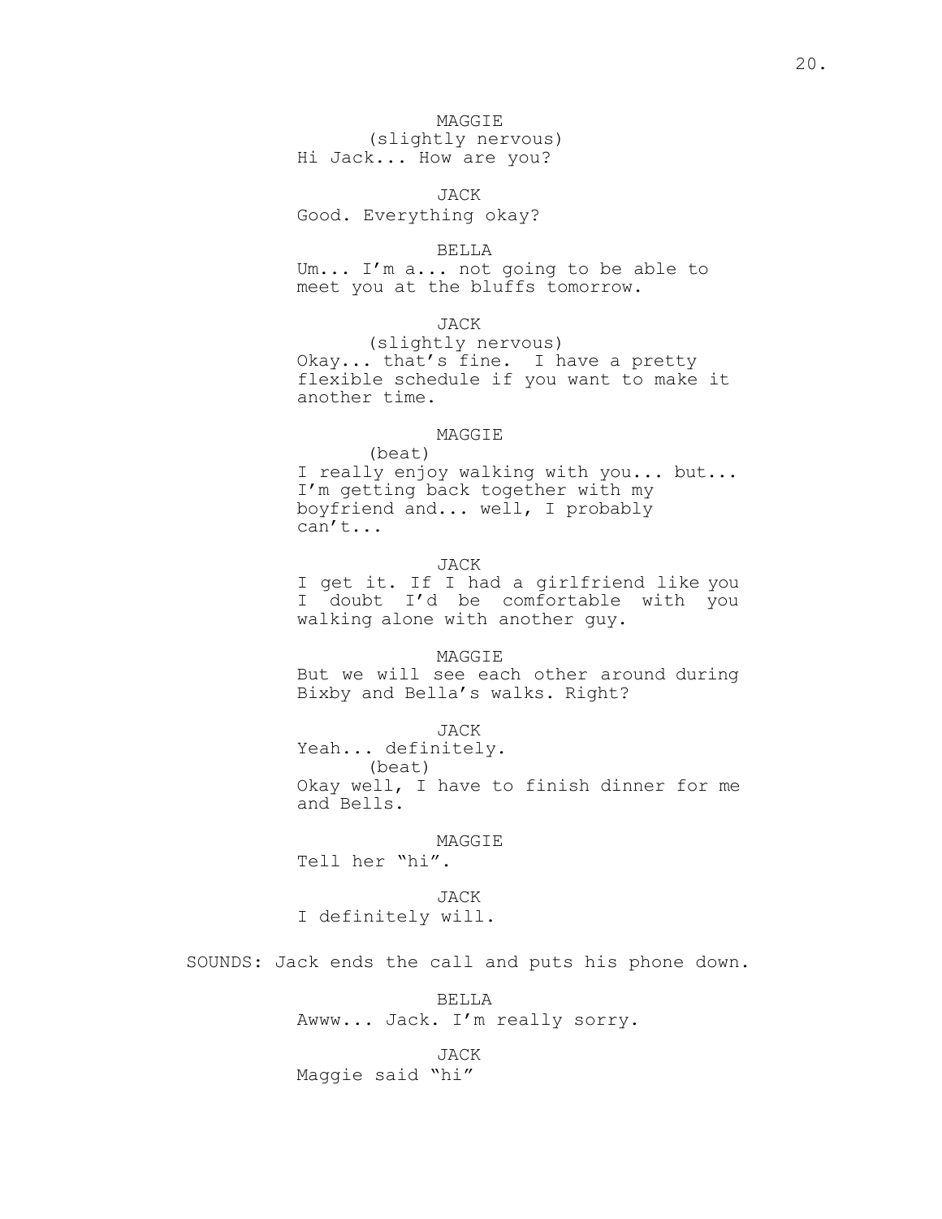MAGGIE
(slightly nervous)
Hi Jack... How are you?

JACK
Good. Everything okay?

BELLA
Um... I'm a... not going to be able to meet you at the bluffs tomorrow.

JACK
(slightly nervous)
Okay... that's fine. I have a pretty flexible schedule if you want to make it another time.

MAGGIE
(beat)
I really enjoy walking with you... but... I'm getting back together with my boyfriend and... well, I probably can't...

JACK
I get it. If I had a girlfriend like you I doubt I'd be comfortable with you walking alone with another guy.

MAGGIE
But we will see each other around during Bixby and Bella's walks. Right?

JACK
Yeah... definitely.
(beat)
Okay well, I have to finish dinner for me and Bells.

MAGGIE
Tell her "hi".

JACK
I definitely will.

SOUNDS: Jack ends the call and puts his phone down.

BELLA
Awww... Jack. I'm really sorry.

JACK
Maggie said "hi"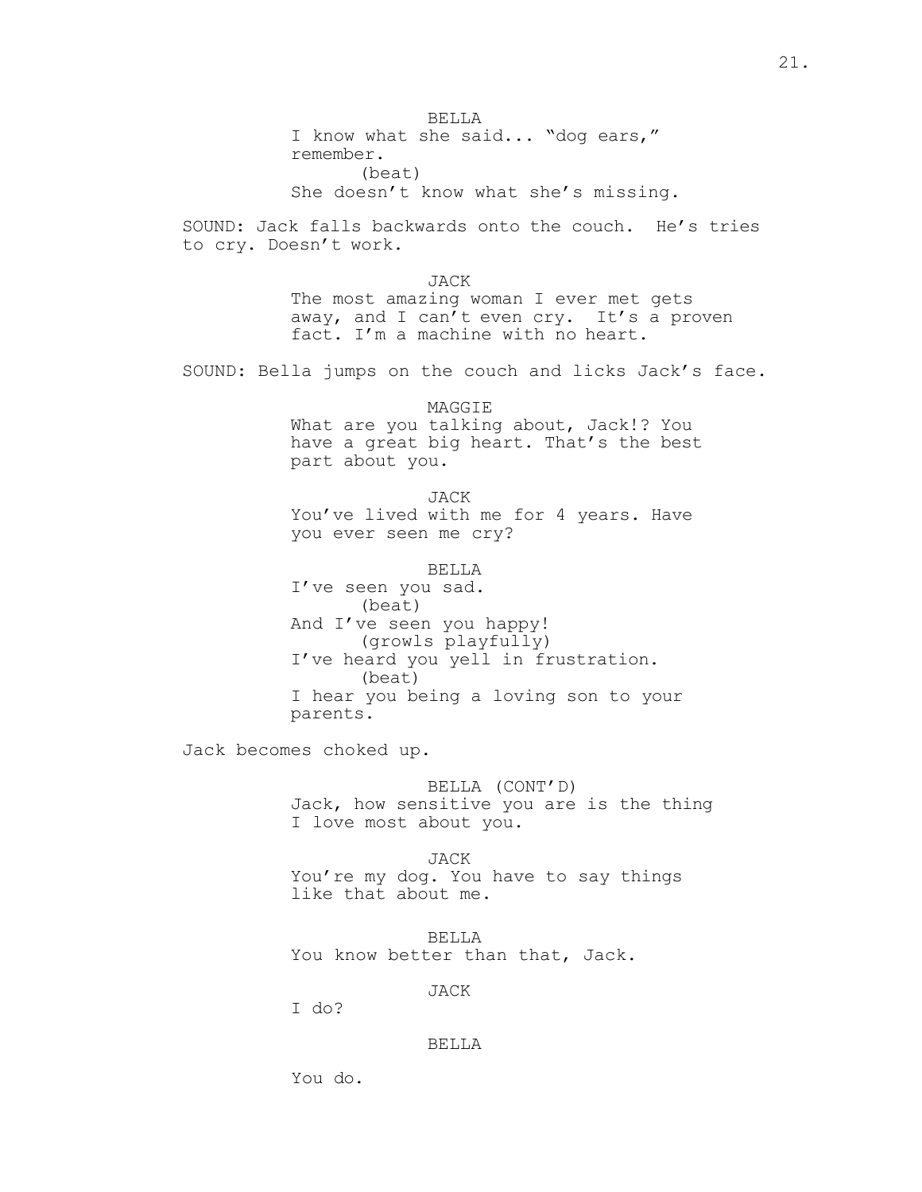BELLA

I know what she said... "dog ears," remember.

(beat)

She doesn't know what she's missing.

SOUND: Jack falls backwards onto the couch. He's tries to cry. Doesn't work.

JACK

The most amazing woman I ever met gets away, and I can't even cry. It's a proven fact. I'm a machine with no heart.

SOUND: Bella jumps on the couch and licks Jack's face.

MAGGIE

What are you talking about, Jack!? You have a great big heart. That's the best part about you.

JACK

You've lived with me for 4 years. Have you ever seen me cry?

BELLA

I've seen you sad.

(beat)

And I've seen you happy!

(growls playfully)

I've heard you yell in frustration.

(beat)

I hear you being a loving son to your parents.

Jack becomes choked up.

BELLA (CONT'D)

Jack, how sensitive you are is the thing I love most about you.

JACK

You're my dog. You have to say things like that about me.

BELLA

You know better than that, Jack.

JACK

I do?

BELLA

You do.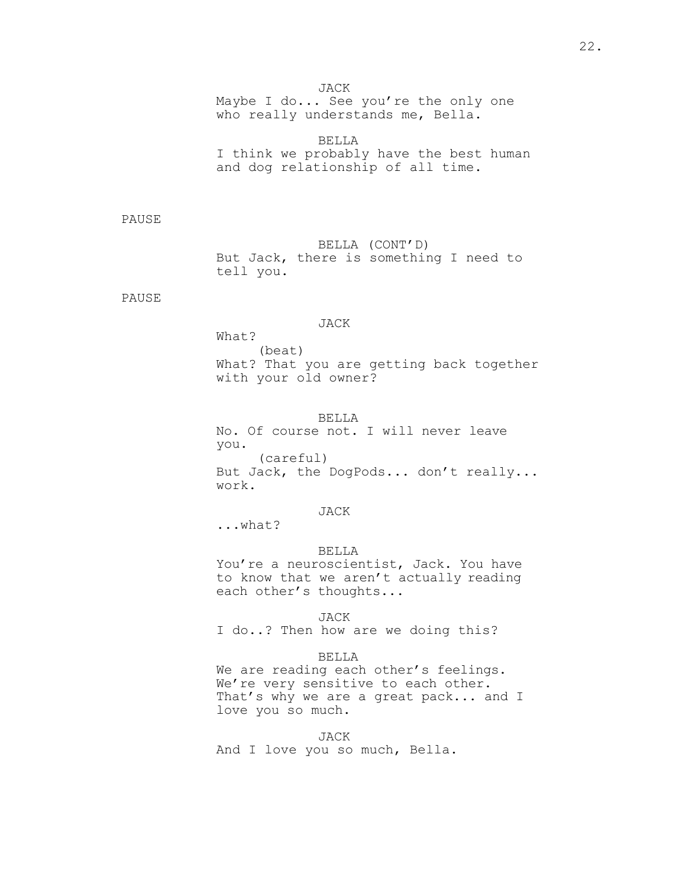JACK

Maybe I do... See you're the only one who really understands me, Bella.

BELLA

I think we probably have the best human and dog relationship of all time.

PAUSE

BELLA (CONT'D)

But Jack, there is something I need to tell you.

PAUSE

JACK

What?

(beat)

What? That you are getting back together with your old owner?

BELLA

No. Of course not. I will never leave you.

(careful)

But Jack, the DogPods... don't really... work.

JACK

...what?

BELLA

You're a neuroscientist, Jack. You have to know that we aren't actually reading each other's thoughts...

JACK

I do..? Then how are we doing this?

BELLA

We are reading each other's feelings. We're very sensitive to each other. That's why we are a great pack... and I love you so much.

JACK

And I love you so much, Bella.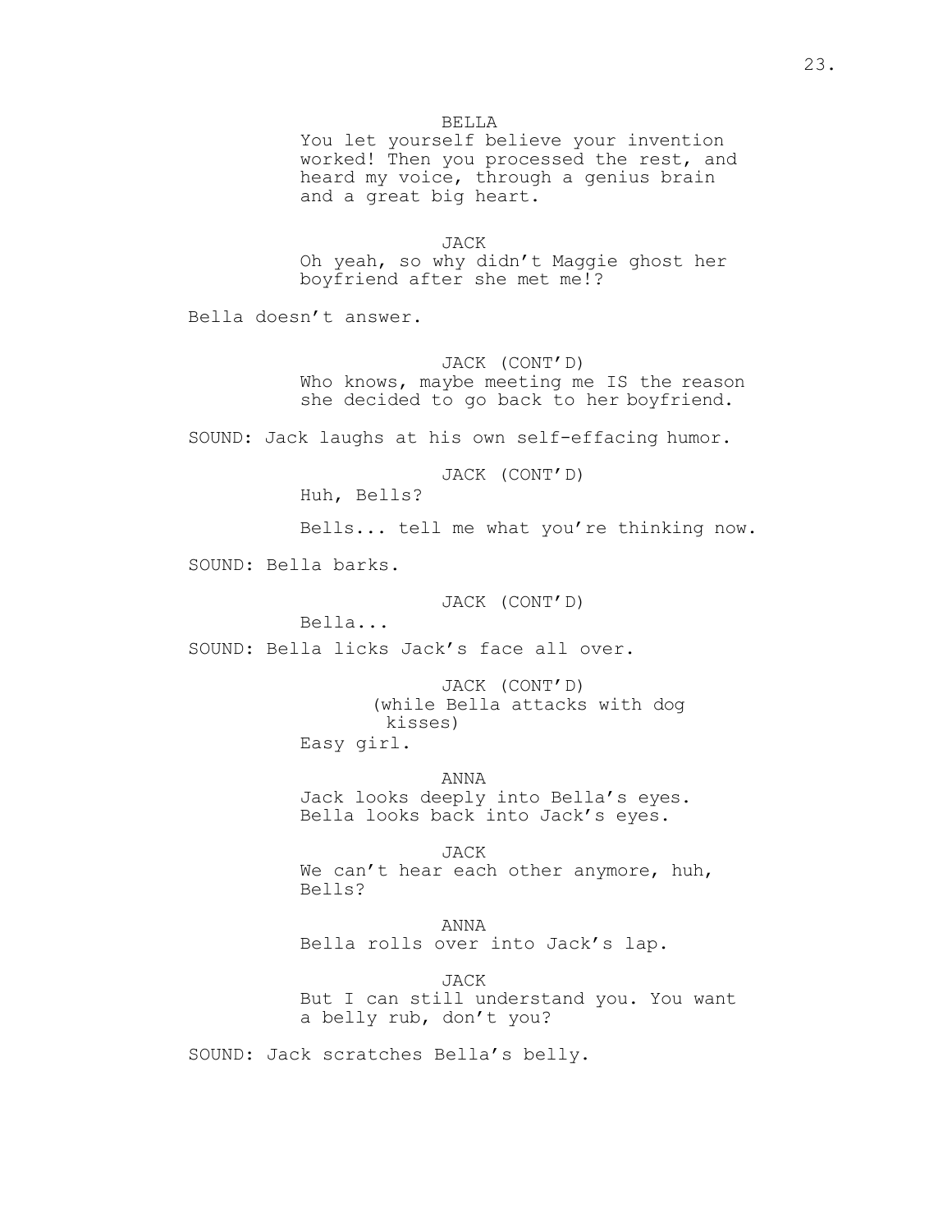BELLA
You let yourself believe your invention worked! Then you processed the rest, and heard my voice, through a genius brain and a great big heart.

JACK
Oh yeah, so why didn't Maggie ghost her boyfriend after she met me!?

Bella doesn't answer.

JACK (CONT'D)
Who knows, maybe meeting me IS the reason she decided to go back to her boyfriend.

SOUND: Jack laughs at his own self-effacing humor.

JACK (CONT'D)
Huh, Bells?

Bells... tell me what you're thinking now.

SOUND: Bella barks.

JACK (CONT'D)
Bella...

SOUND: Bella licks Jack's face all over.

JACK (CONT'D)
(while Bella attacks with dog kisses)
Easy girl.

ANNA
Jack looks deeply into Bella's eyes. Bella looks back into Jack's eyes.

JACK
We can't hear each other anymore, huh, Bells?

ANNA
Bella rolls over into Jack's lap.

JACK
But I can still understand you. You want a belly rub, don't you?

SOUND: Jack scratches Bella's belly.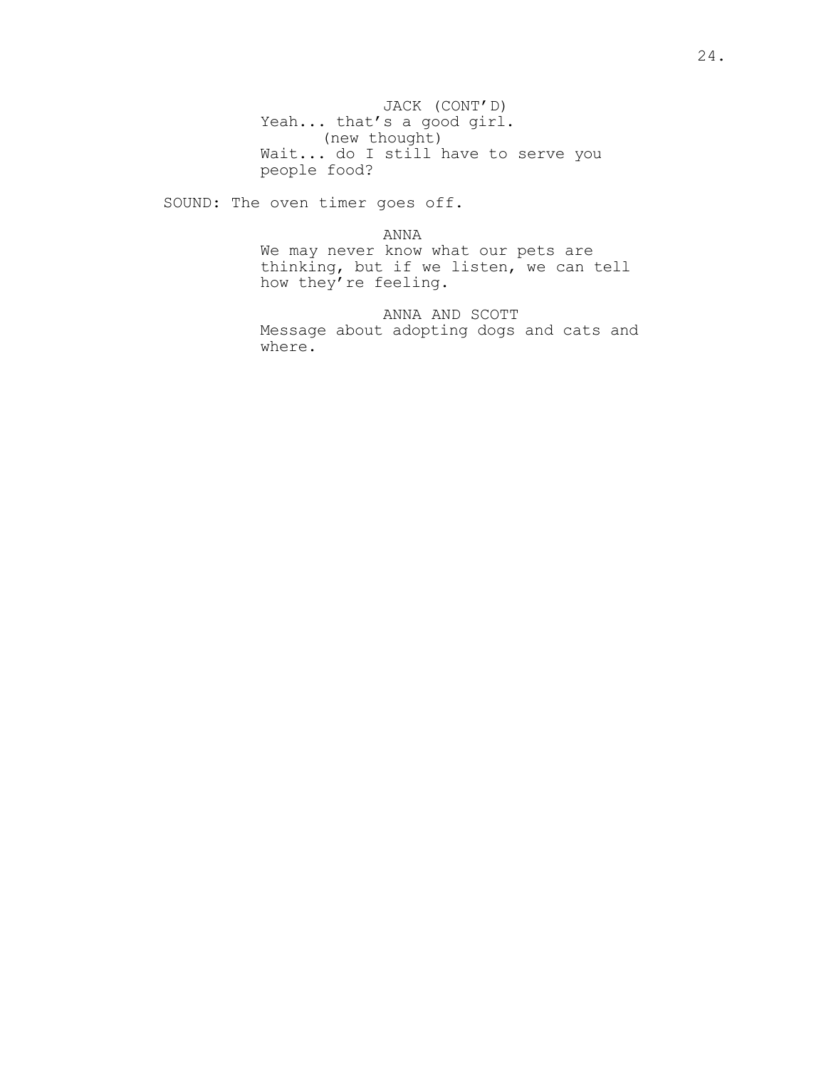JACK (CONT'D)
Yeah... that's a good girl.
(new thought)
Wait... do I still have to serve you people food?

SOUND: The oven timer goes off.

ANNA
We may never know what our pets are thinking, but if we listen, we can tell how they're feeling.

ANNA AND SCOTT
Message about adopting dogs and cats and where.